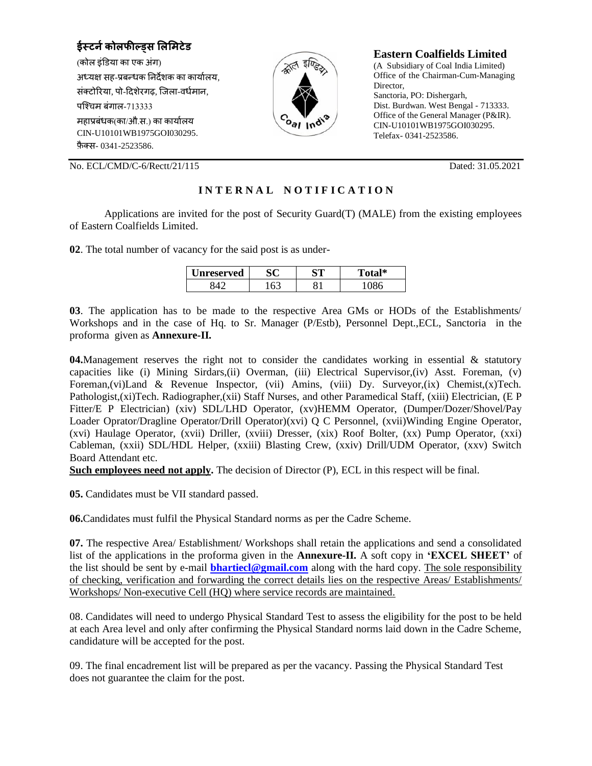**ईस्टर्न कोलफील्ड्स लिमिटेड**

(कोल इंडिया का एक अंग)
अध्यक्ष सह-प्रबन्धक निर्देशक का कार्यालय,
संक्टोरिया, पो-दिशेरगढ़, जिला-वर्धमान,
पश्चिम बंगाल-713333
महाप्रबंधक(का/औ.स.) का कार्यालय
CIN-U10101WB1975GOI030295.
फ़ैक्स- 0341-2523586.

**Eastern Coalfields Limited**

(A Subsidiary of Coal India Limited)
Office of the Chairman-Cum-Managing Director,
Sanctoria, PO: Dishergarh,
Dist. Burdwan. West Bengal - 713333.
Office of the General Manager (P&IR).
CIN-U10101WB1975GOI030295.
Telefax- 0341-2523586.

No. ECL/CMD/C-6/Rectt/21/115 Dated: 31.05.2021

## INTERNAL NOTIFICATION

Applications are invited for the post of Security Guard(T) (MALE) from the existing employees of Eastern Coalfields Limited.

**02**. The total number of vacancy for the said post is as under-

| Unreserved | SC | ST | Total* |
|---|---|---|---|
| 842 | 163 | 81 | 1086 |

**03**. The application has to be made to the respective Area GMs or HODs of the Establishments/ Workshops and in the case of Hq. to Sr. Manager (P/Estb), Personnel Dept.,ECL, Sanctoria in the proforma given as **Annexure-II.**

**04.**Management reserves the right not to consider the candidates working in essential & statutory capacities like (i) Mining Sirdars,(ii) Overman, (iii) Electrical Supervisor,(iv) Asst. Foreman, (v) Foreman,(vi)Land & Revenue Inspector, (vii) Amins, (viii) Dy. Surveyor,(ix) Chemist,(x)Tech. Pathologist,(xi)Tech. Radiographer,(xii) Staff Nurses, and other Paramedical Staff, (xiii) Electrician, (E P Fitter/E P Electrician) (xiv) SDL/LHD Operator, (xv)HEMM Operator, (Dumper/Dozer/Shovel/Pay Loader Oprator/Dragline Operator/Drill Operator)(xvi) Q C Personnel, (xvii)Winding Engine Operator, (xvi) Haulage Operator, (xvii) Driller, (xviii) Dresser, (xix) Roof Bolter, (xx) Pump Operator, (xxi) Cableman, (xxii) SDL/HDL Helper, (xxiii) Blasting Crew, (xxiv) Drill/UDM Operator, (xxv) Switch Board Attendant etc.

<u>**Such employees need not apply**</u>**.** The decision of Director (P), ECL in this respect will be final.

**05.** Candidates must be VII standard passed.

**06.**Candidates must fulfil the Physical Standard norms as per the Cadre Scheme.

**07.** The respective Area/ Establishment/ Workshops shall retain the applications and send a consolidated list of the applications in the proforma given in the **Annexure-II.** A soft copy in **'EXCEL SHEET'** of the list should be sent by e-mail **bhartiecl@gmail.com** along with the hard copy. <u>The sole responsibility of checking, verification and forwarding the correct details lies on the respective Areas/ Establishments/ Workshops/ Non-executive Cell (HQ) where service records are maintained.</u>

08. Candidates will need to undergo Physical Standard Test to assess the eligibility for the post to be held at each Area level and only after confirming the Physical Standard norms laid down in the Cadre Scheme, candidature will be accepted for the post.

09. The final encadrement list will be prepared as per the vacancy. Passing the Physical Standard Test does not guarantee the claim for the post.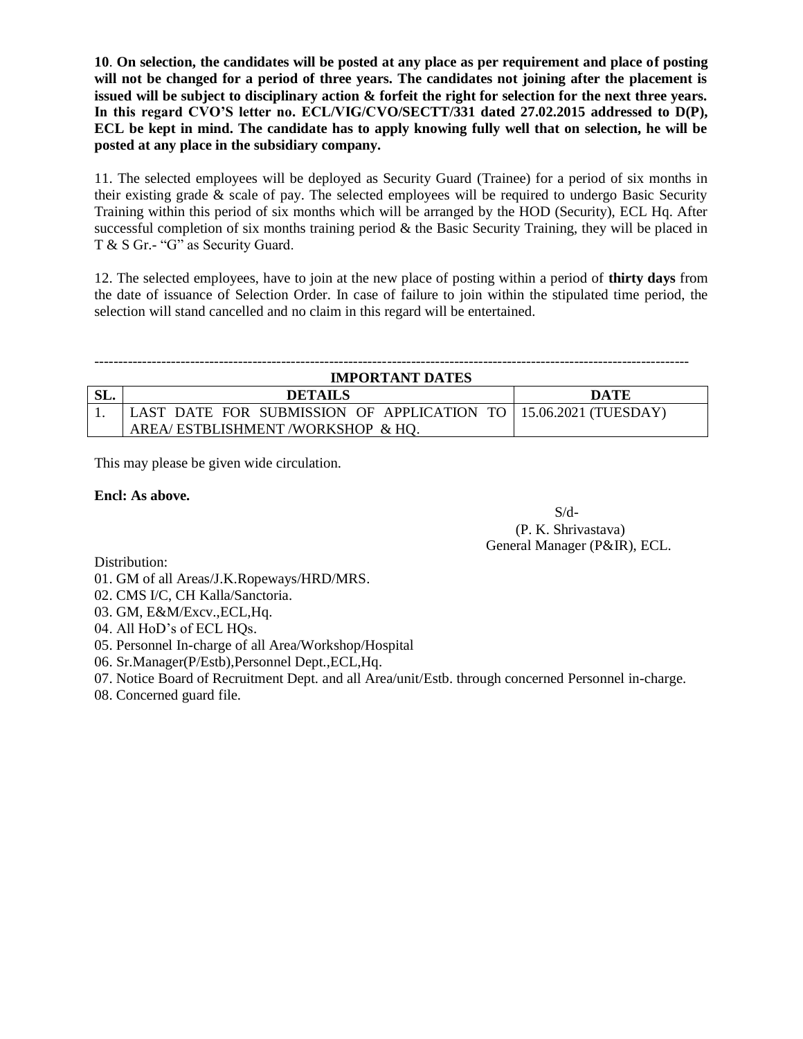**10**. **On selection, the candidates will be posted at any place as per requirement and place of posting will not be changed for a period of three years. The candidates not joining after the placement is issued will be subject to disciplinary action & forfeit the right for selection for the next three years. In this regard CVO'S letter no. ECL/VIG/CVO/SECTT/331 dated 27.02.2015 addressed to D(P), ECL be kept in mind. The candidate has to apply knowing fully well that on selection, he will be posted at any place in the subsidiary company.**

11. The selected employees will be deployed as Security Guard (Trainee) for a period of six months in their existing grade & scale of pay. The selected employees will be required to undergo Basic Security Training within this period of six months which will be arranged by the HOD (Security), ECL Hq. After successful completion of six months training period & the Basic Security Training, they will be placed in T & S Gr.- "G" as Security Guard.

12. The selected employees, have to join at the new place of posting within a period of **thirty days** from the date of issuance of Selection Order. In case of failure to join within the stipulated time period, the selection will stand cancelled and no claim in this regard will be entertained.

---

**IMPORTANT DATES**

| SL. | DETAILS | DATE |
|---|---|---|
| 1. | LAST DATE FOR SUBMISSION OF APPLICATION TO AREA/ ESTBLISHMENT /WORKSHOP & HQ. | 15.06.2021 (TUESDAY) |

This may please be given wide circulation.

**Encl: As above.**

S/d-
(P. K. Shrivastava)
General Manager (P&IR), ECL.

Distribution:

01. GM of all Areas/J.K.Ropeways/HRD/MRS.
02. CMS I/C, CH Kalla/Sanctoria.
03. GM, E&M/Excv.,ECL,Hq.
04. All HoD's of ECL HQs.
05. Personnel In-charge of all Area/Workshop/Hospital
06. Sr.Manager(P/Estb),Personnel Dept.,ECL,Hq.
07. Notice Board of Recruitment Dept. and all Area/unit/Estb. through concerned Personnel in-charge.
08. Concerned guard file.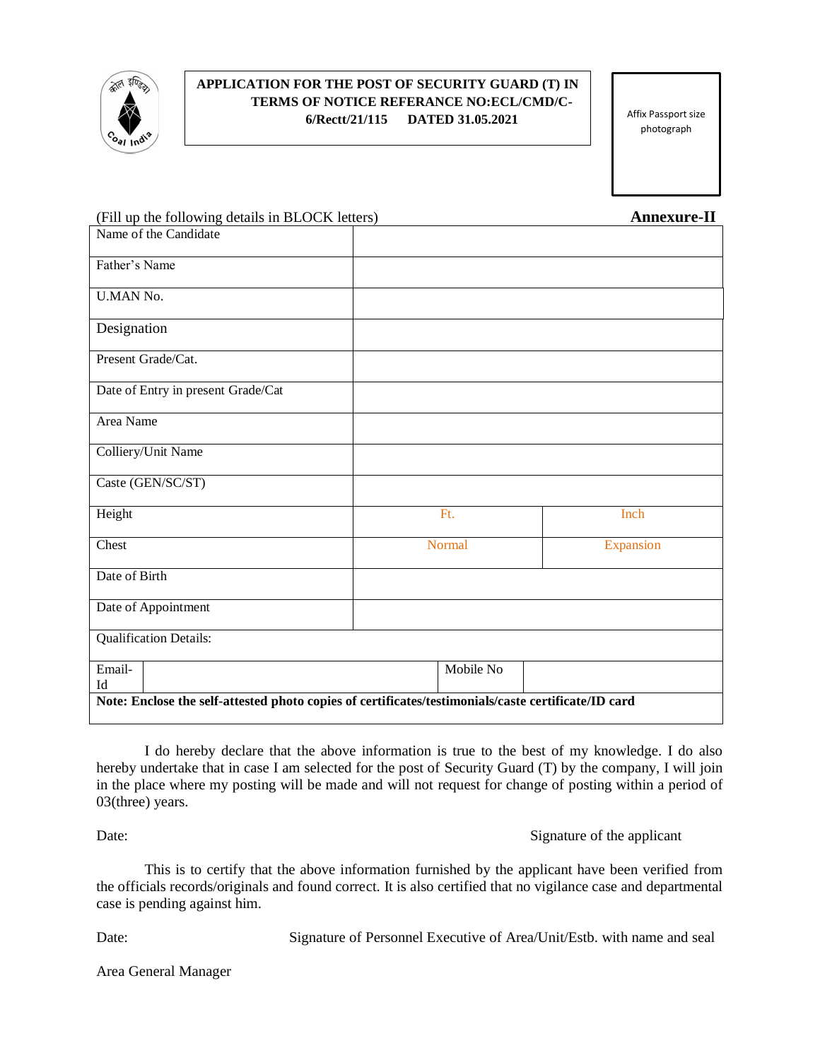**APPLICATION FOR THE POST OF SECURITY GUARD (T) IN TERMS OF NOTICE REFERANCE NO:ECL/CMD/C-6/Rectt/21/115 DATED 31.05.2021**

Affix Passport size photograph

(Fill up the following details in BLOCK letters)

**Annexure-II**

| | | |
|---|---|---|
| Name of the Candidate | | |
| Father's Name | | |
| U.MAN No. | | |
| Designation | | |
| Present Grade/Cat. | | |
| Date of Entry in present Grade/Cat | | |
| Area Name | | |
| Colliery/Unit Name | | |
| Caste (GEN/SC/ST) | | |
| Height | Ft. | Inch |
| Chest | Normal | Expansion |
| Date of Birth | | |
| Date of Appointment | | |
| Qualification Details: | | |
| Email-Id | Mobile No | |
| **Note: Enclose the self-attested photo copies of certificates/testimonials/caste certificate/ID card** | | |

I do hereby declare that the above information is true to the best of my knowledge. I do also hereby undertake that in case I am selected for the post of Security Guard (T) by the company, I will join in the place where my posting will be made and will not request for change of posting within a period of 03(three) years.

Date: Signature of the applicant

This is to certify that the above information furnished by the applicant have been verified from the officials records/originals and found correct. It is also certified that no vigilance case and departmental case is pending against him.

Date: Signature of Personnel Executive of Area/Unit/Estb. with name and seal

Area General Manager